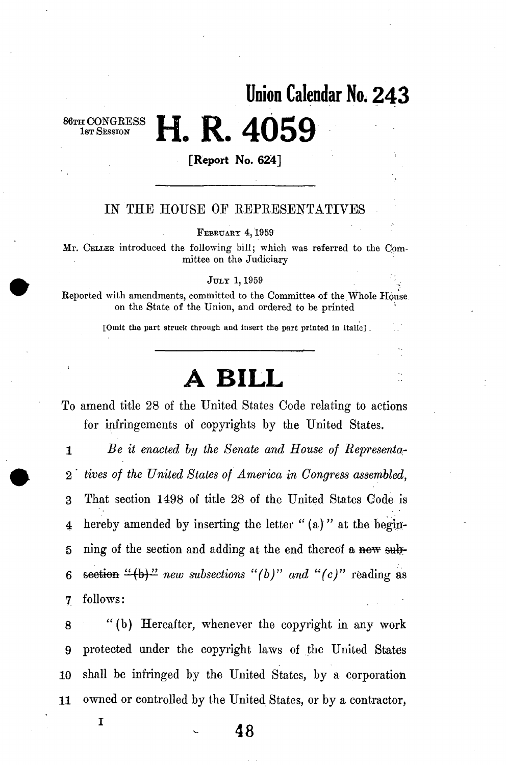# Union Calendar No. 243

86TH CONGRESS
1ST SESSION

# H. R. 4059

[Report No. 624]

---

IN THE HOUSE OF REPRESENTATIVES

FEBRUARY 4, 1959

Mr. CELLER introduced the following bill; which was referred to the Committee on the Judiciary

JULY 1, 1959

Reported with amendments, committed to the Committee of the Whole House on the State of the Union, and ordered to be printed

[Omit the part struck through and insert the part printed in italic]

---

# A BILL

To amend title 28 of the United States Code relating to actions for infringements of copyrights by the United States.

1 *Be it enacted by the Senate and House of Representa-*
2 *tives of the United States of America in Congress assembled,*
3 That section 1498 of title 28 of the United States Code is
4 hereby amended by inserting the letter "(a)" at the begin-
5 ning of the section and adding at the end thereof ~~a new sub-~~
6 ~~section "(b)"~~ *new subsections "(b)" and "(c)"* reading as
7 follows:
8 "(b) Hereafter, whenever the copyright in any work
9 protected under the copyright laws of the United States
10 shall be infringed by the United States, by a corporation
11 owned or controlled by the United States, or by a contractor,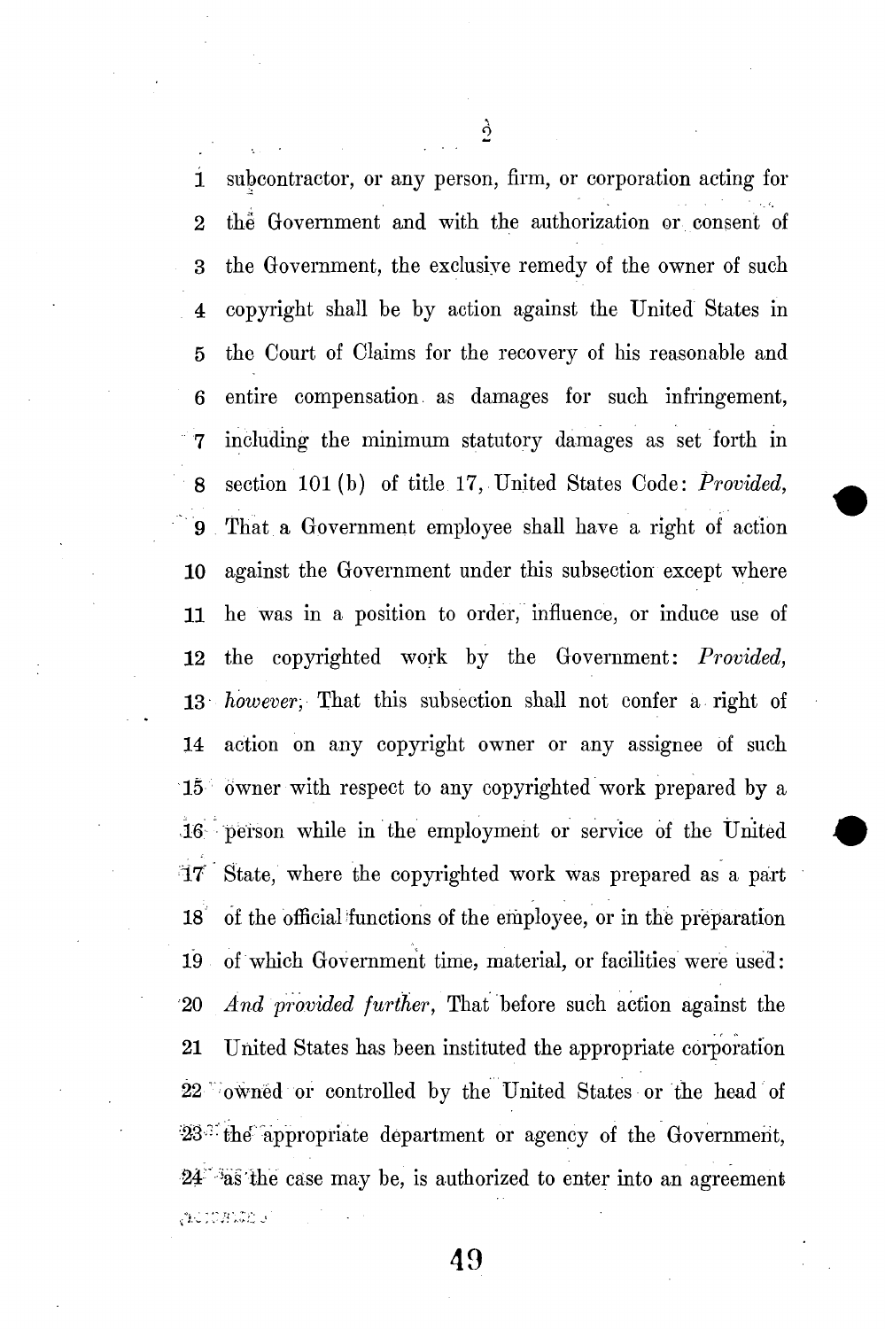subcontractor, or any person, firm, or corporation acting for the Government and with the authorization or consent of the Government, the exclusive remedy of the owner of such copyright shall be by action against the United States in the Court of Claims for the recovery of his reasonable and entire compensation as damages for such infringement, including the minimum statutory damages as set forth in section 101 (b) of title 17, United States Code: *Provided*, That a Government employee shall have a right of action against the Government under this subsection except where he was in a position to order, influence, or induce use of the copyrighted work by the Government: *Provided, however*, That this subsection shall not confer a right of action on any copyright owner or any assignee of such owner with respect to any copyrighted work prepared by a person while in the employment or service of the United State, where the copyrighted work was prepared as a part of the official functions of the employee, or in the preparation of which Government time, material, or facilities were used: *And provided further*, That before such action against the United States has been instituted the appropriate corporation owned or controlled by the United States or the head of the appropriate department or agency of the Government, as the case may be, is authorized to enter into an agreement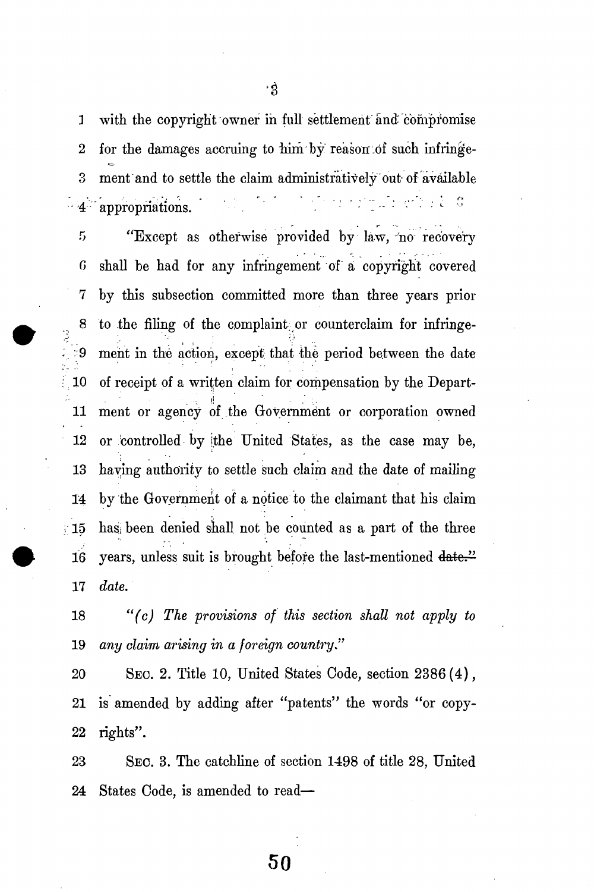with the copyright owner in full settlement and compromise for the damages accruing to him by reason of such infringement and to settle the claim administratively out of available appropriations.

"Except as otherwise provided by law, no recovery shall be had for any infringement of a copyright covered by this subsection committed more than three years prior to the filing of the complaint or counterclaim for infringement in the action, except that the period between the date of receipt of a written claim for compensation by the Department or agency of the Government or corporation owned or controlled by the United States, as the case may be, having authority to settle such claim and the date of mailing by the Government of a notice to the claimant that his claim has been denied shall not be counted as a part of the three years, unless suit is brought before the last-mentioned ~~date."~~ *date.*

*"(c) The provisions of this section shall not apply to any claim arising in a foreign country."*

SEC. 2. Title 10, United States Code, section 2386 (4), is amended by adding after "patents" the words "or copyrights".

SEC. 3. The catchline of section 1498 of title 28, United States Code, is amended to read—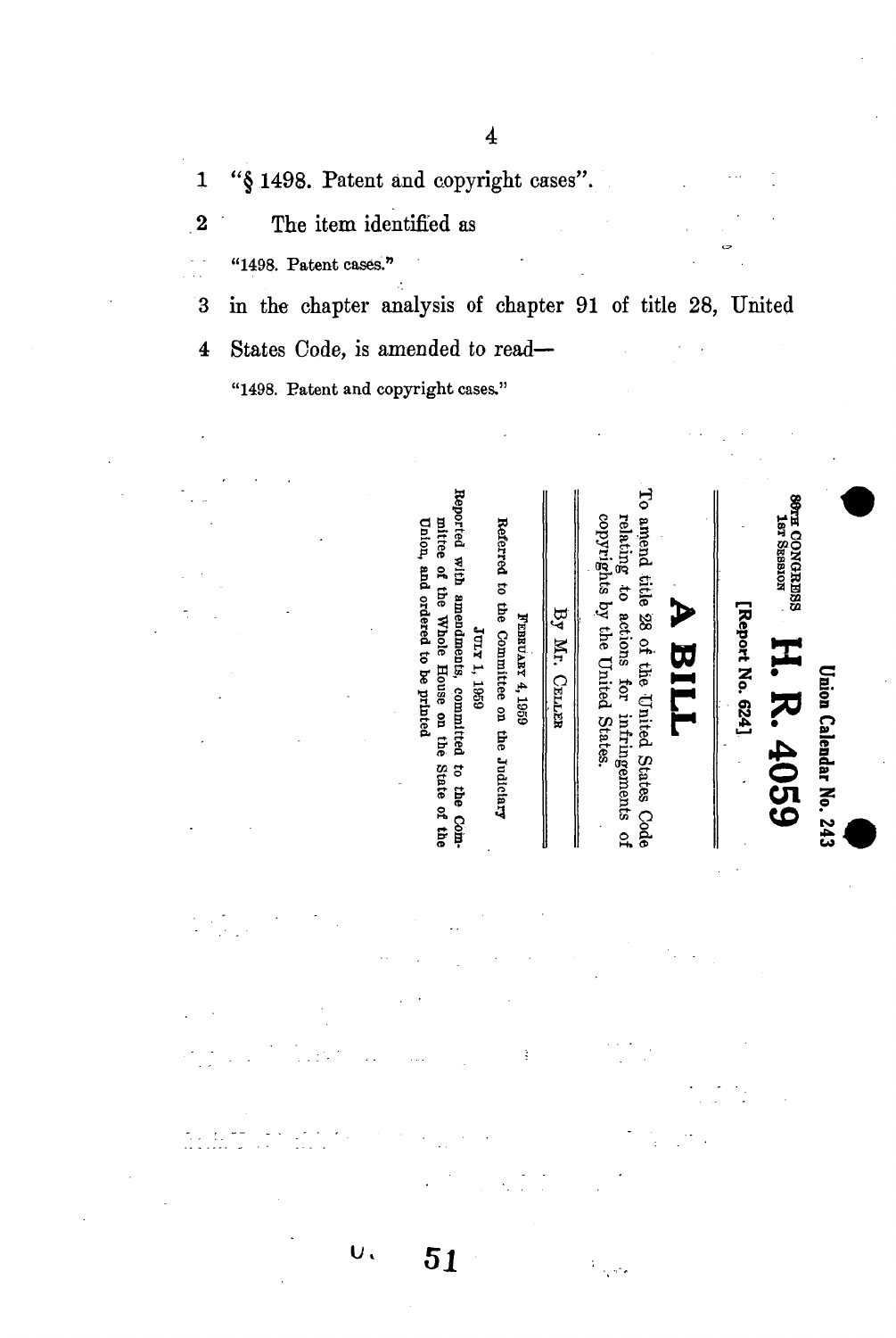1 "§ 1498. Patent and copyright cases".

2 The item identified as

"1498. Patent cases."

3 in the chapter analysis of chapter 91 of title 28, United

4 States Code, is amended to read—

"1498. Patent and copyright cases."

86TH CONGRESS
1ST SESSION

Union Calendar No. 243

# H. R. 4059

[Report No. 624]

# A BILL

To amend title 28 of the United States Code relating to actions for infringements of copyrights by the United States.

By Mr. CELLER

FEBRUARY 4, 1959

Referred to the Committee on the Judiciary

JULY 1, 1959

Reported with amendments, committed to the Committee of the Whole House on the State of the Union, and ordered to be printed